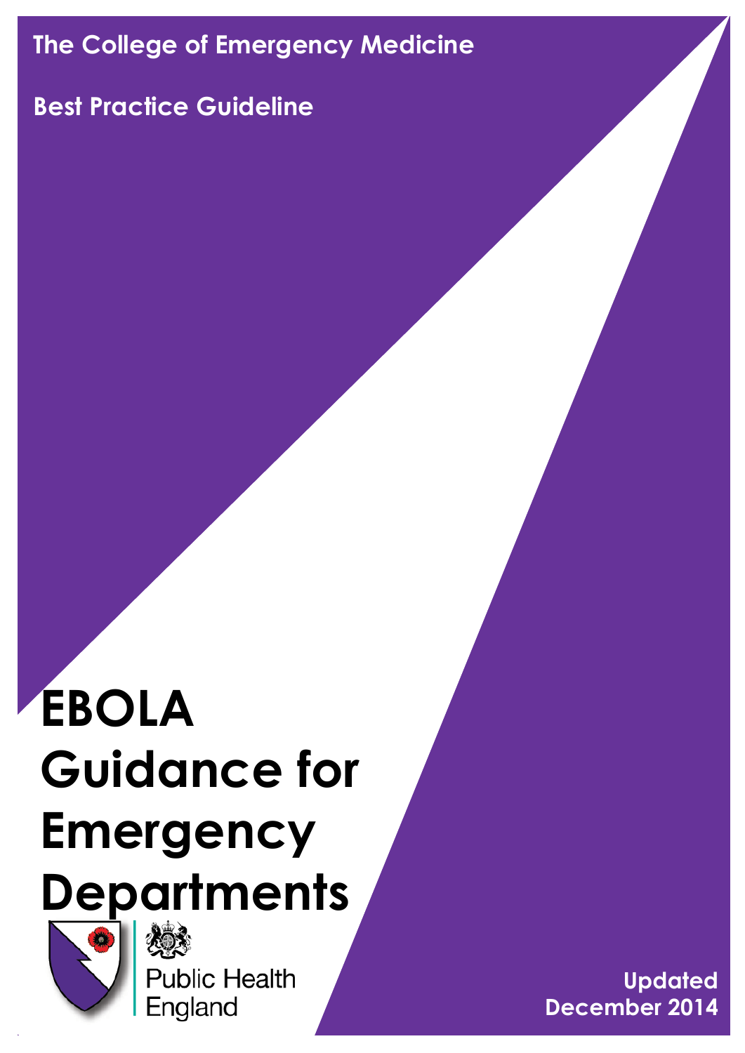The College of Emergency Medicine

Best Practice Guideline

# EBOLA Guidance for Emergency Departments

Public Health England

Updated December 2014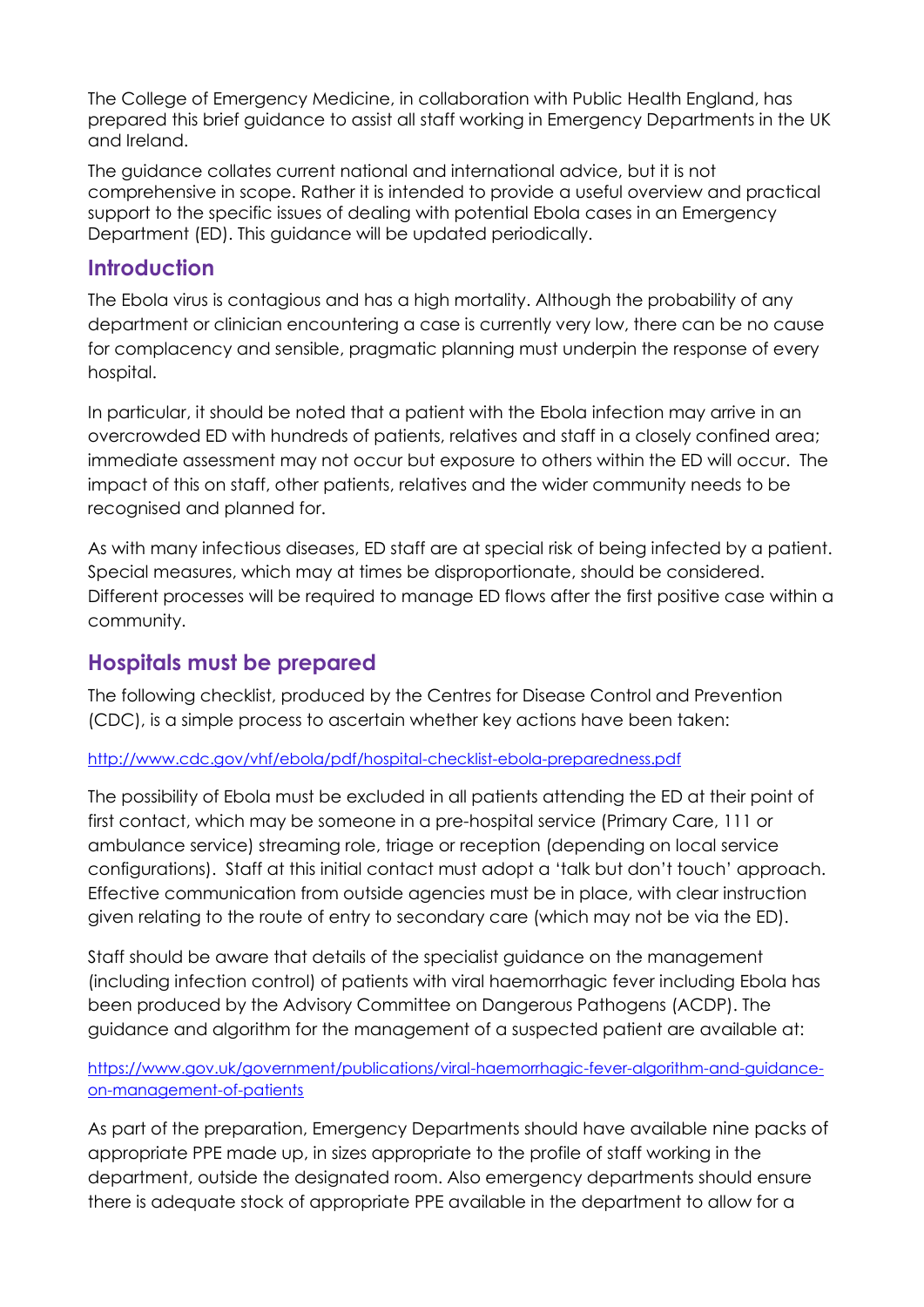The College of Emergency Medicine, in collaboration with Public Health England, has prepared this brief guidance to assist all staff working in Emergency Departments in the UK and Ireland.

The guidance collates current national and international advice, but it is not comprehensive in scope. Rather it is intended to provide a useful overview and practical support to the specific issues of dealing with potential Ebola cases in an Emergency Department (ED). This guidance will be updated periodically.

## Introduction

The Ebola virus is contagious and has a high mortality. Although the probability of any department or clinician encountering a case is currently very low, there can be no cause for complacency and sensible, pragmatic planning must underpin the response of every hospital.

In particular, it should be noted that a patient with the Ebola infection may arrive in an overcrowded ED with hundreds of patients, relatives and staff in a closely confined area; immediate assessment may not occur but exposure to others within the ED will occur. The impact of this on staff, other patients, relatives and the wider community needs to be recognised and planned for.

As with many infectious diseases, ED staff are at special risk of being infected by a patient. Special measures, which may at times be disproportionate, should be considered. Different processes will be required to manage ED flows after the first positive case within a community.

## Hospitals must be prepared

The following checklist, produced by the Centres for Disease Control and Prevention (CDC), is a simple process to ascertain whether key actions have been taken:

http://www.cdc.gov/vhf/ebola/pdf/hospital-checklist-ebola-preparedness.pdf

The possibility of Ebola must be excluded in all patients attending the ED at their point of first contact, which may be someone in a pre-hospital service (Primary Care, 111 or ambulance service) streaming role, triage or reception (depending on local service configurations). Staff at this initial contact must adopt a 'talk but don't touch' approach. Effective communication from outside agencies must be in place, with clear instruction given relating to the route of entry to secondary care (which may not be via the ED).

Staff should be aware that details of the specialist guidance on the management (including infection control) of patients with viral haemorrhagic fever including Ebola has been produced by the Advisory Committee on Dangerous Pathogens (ACDP). The guidance and algorithm for the management of a suspected patient are available at:

https://www.gov.uk/government/publications/viral-haemorrhagic-fever-algorithm-and-guidance-on-management-of-patients

As part of the preparation, Emergency Departments should have available nine packs of appropriate PPE made up, in sizes appropriate to the profile of staff working in the department, outside the designated room. Also emergency departments should ensure there is adequate stock of appropriate PPE available in the department to allow for a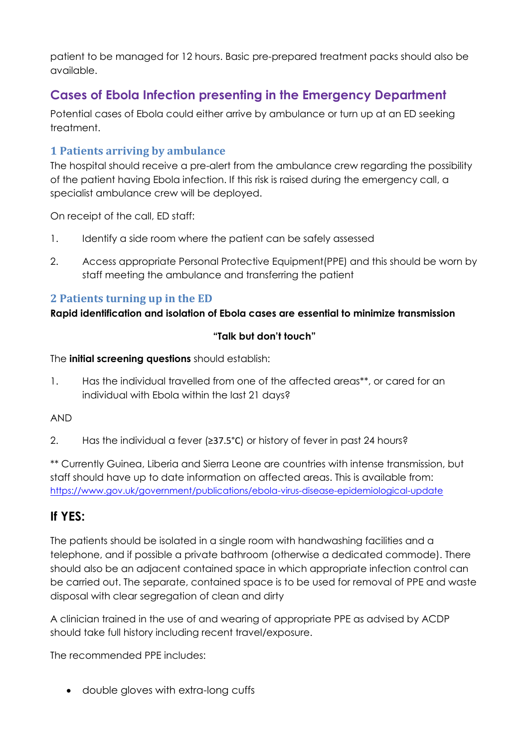patient to be managed for 12 hours. Basic pre-prepared treatment packs should also be available.

## Cases of Ebola Infection presenting in the Emergency Department

Potential cases of Ebola could either arrive by ambulance or turn up at an ED seeking treatment.

### 1 Patients arriving by ambulance

The hospital should receive a pre-alert from the ambulance crew regarding the possibility of the patient having Ebola infection. If this risk is raised during the emergency call, a specialist ambulance crew will be deployed.

On receipt of the call, ED staff:

1. Identify a side room where the patient can be safely assessed
2. Access appropriate Personal Protective Equipment(PPE) and this should be worn by staff meeting the ambulance and transferring the patient

### 2 Patients turning up in the ED

**Rapid identification and isolation of Ebola cases are essential to minimize transmission**

**"Talk but don't touch"**

The **initial screening questions** should establish:

1. Has the individual travelled from one of the affected areas**, or cared for an individual with Ebola within the last 21 days?

AND

2. Has the individual a fever (≥37.5°C) or history of fever in past 24 hours?

** Currently Guinea, Liberia and Sierra Leone are countries with intense transmission, but staff should have up to date information on affected areas. This is available from: https://www.gov.uk/government/publications/ebola-virus-disease-epidemiological-update

## If YES:

The patients should be isolated in a single room with handwashing facilities and a telephone, and if possible a private bathroom (otherwise a dedicated commode). There should also be an adjacent contained space in which appropriate infection control can be carried out. The separate, contained space is to be used for removal of PPE and waste disposal with clear segregation of clean and dirty

A clinician trained in the use of and wearing of appropriate PPE as advised by ACDP should take full history including recent travel/exposure.

The recommended PPE includes:

- double gloves with extra-long cuffs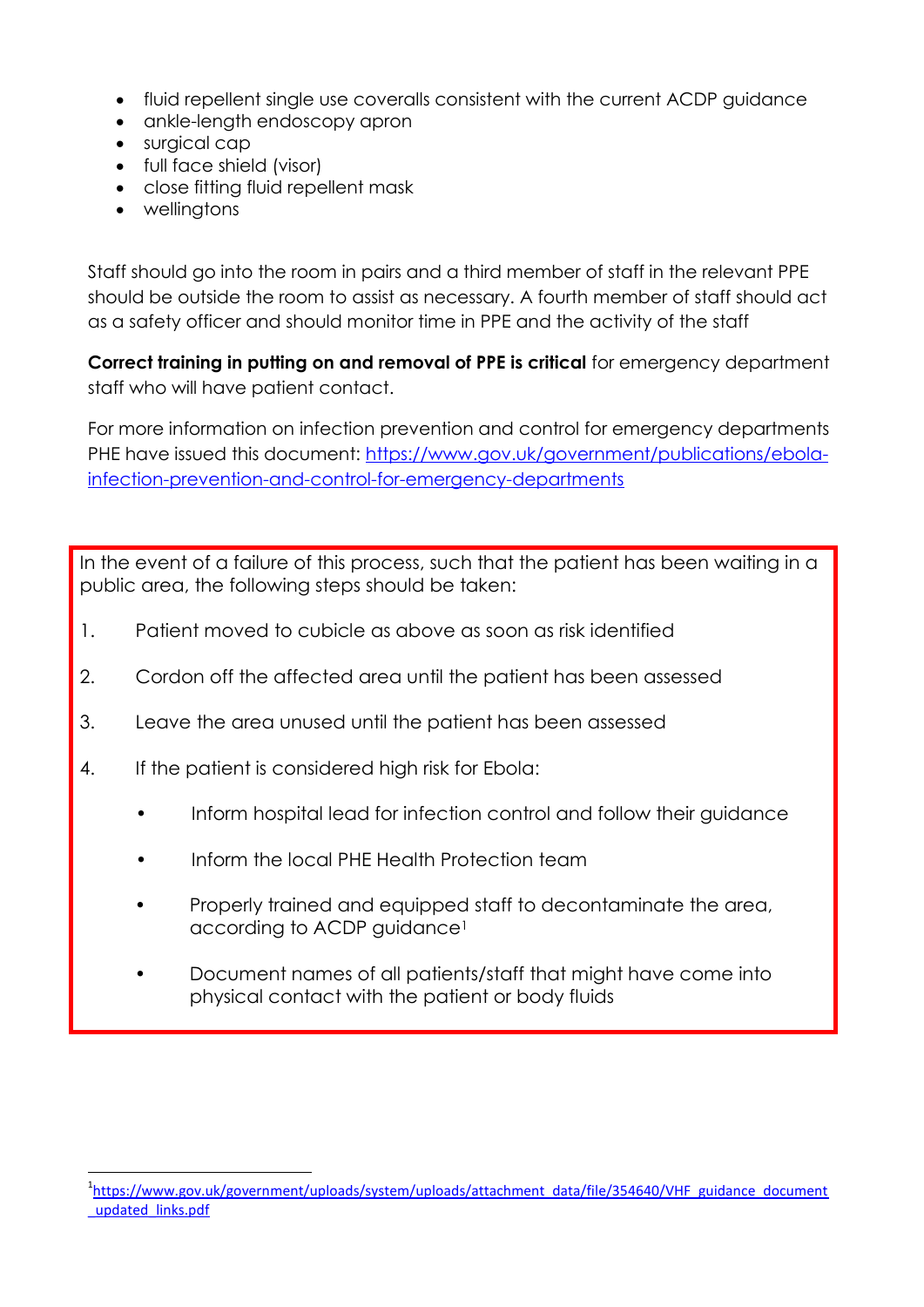- fluid repellent single use coveralls consistent with the current ACDP guidance
- ankle-length endoscopy apron
- surgical cap
- full face shield (visor)
- close fitting fluid repellent mask
- wellingtons

Staff should go into the room in pairs and a third member of staff in the relevant PPE should be outside the room to assist as necessary. A fourth member of staff should act as a safety officer and should monitor time in PPE and the activity of the staff

**Correct training in putting on and removal of PPE is critical** for emergency department staff who will have patient contact.

For more information on infection prevention and control for emergency departments PHE have issued this document: [https://www.gov.uk/government/publications/ebola-infection-prevention-and-control-for-emergency-departments](https://www.gov.uk/government/publications/ebola-infection-prevention-and-control-for-emergency-departments)

In the event of a failure of this process, such that the patient has been waiting in a public area, the following steps should be taken:

1. Patient moved to cubicle as above as soon as risk identified
2. Cordon off the affected area until the patient has been assessed
3. Leave the area unused until the patient has been assessed
4. If the patient is considered high risk for Ebola:
   - Inform hospital lead for infection control and follow their guidance
   - Inform the local PHE Health Protection team
   - Properly trained and equipped staff to decontaminate the area, according to ACDP guidance[1]
   - Document names of all patients/staff that might have come into physical contact with the patient or body fluids

[1] [https://www.gov.uk/government/uploads/system/uploads/attachment_data/file/354640/VHF_guidance_document_updated_links.pdf](https://www.gov.uk/government/uploads/system/uploads/attachment_data/file/354640/VHF_guidance_document_updated_links.pdf)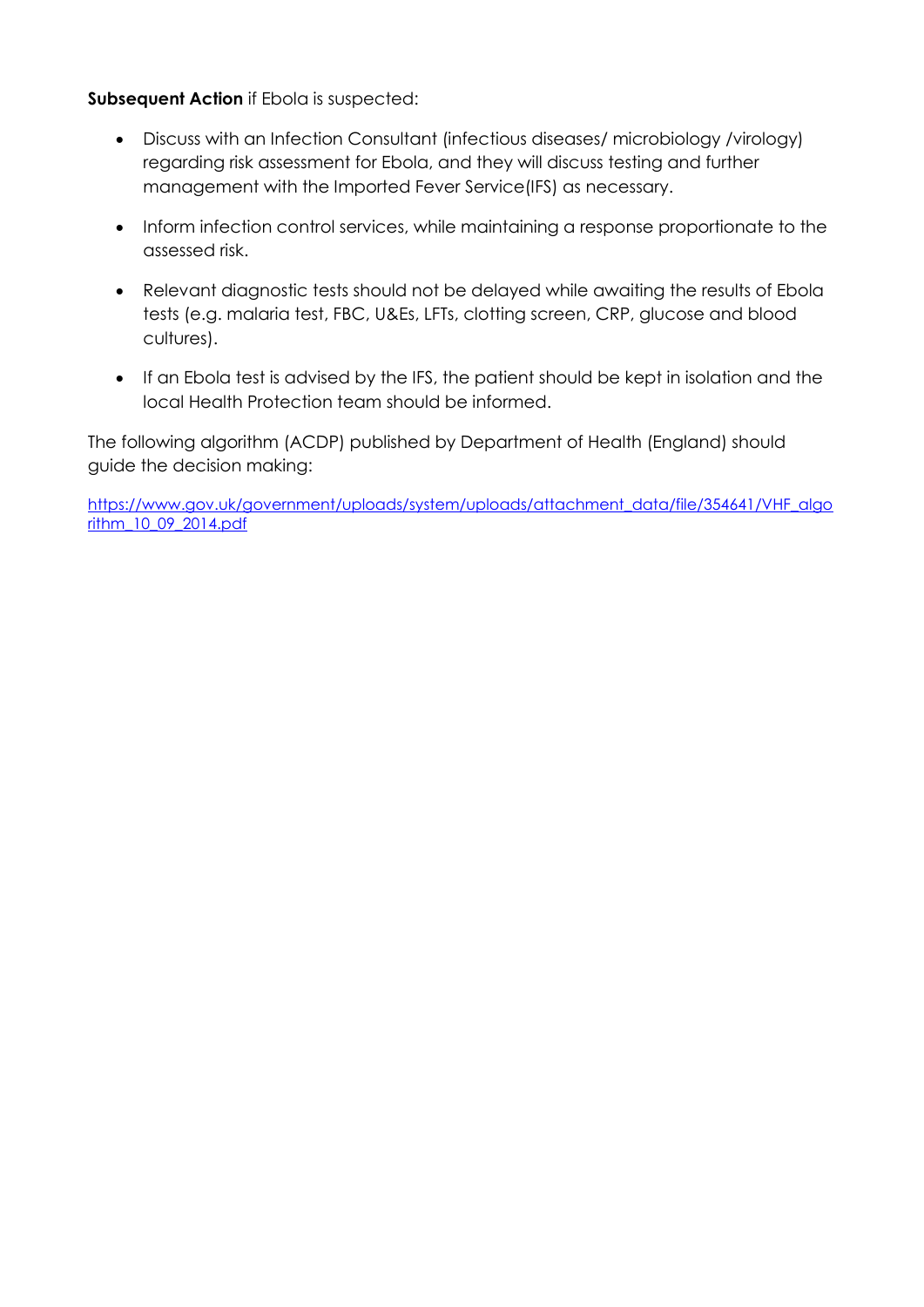**Subsequent Action** if Ebola is suspected:

- Discuss with an Infection Consultant (infectious diseases/ microbiology /virology) regarding risk assessment for Ebola, and they will discuss testing and further management with the Imported Fever Service(IFS) as necessary.
- Inform infection control services, while maintaining a response proportionate to the assessed risk.
- Relevant diagnostic tests should not be delayed while awaiting the results of Ebola tests (e.g. malaria test, FBC, U&Es, LFTs, clotting screen, CRP, glucose and blood cultures).
- If an Ebola test is advised by the IFS, the patient should be kept in isolation and the local Health Protection team should be informed.

The following algorithm (ACDP) published by Department of Health (England) should guide the decision making:

https://www.gov.uk/government/uploads/system/uploads/attachment_data/file/354641/VHF_algorithm_10_09_2014.pdf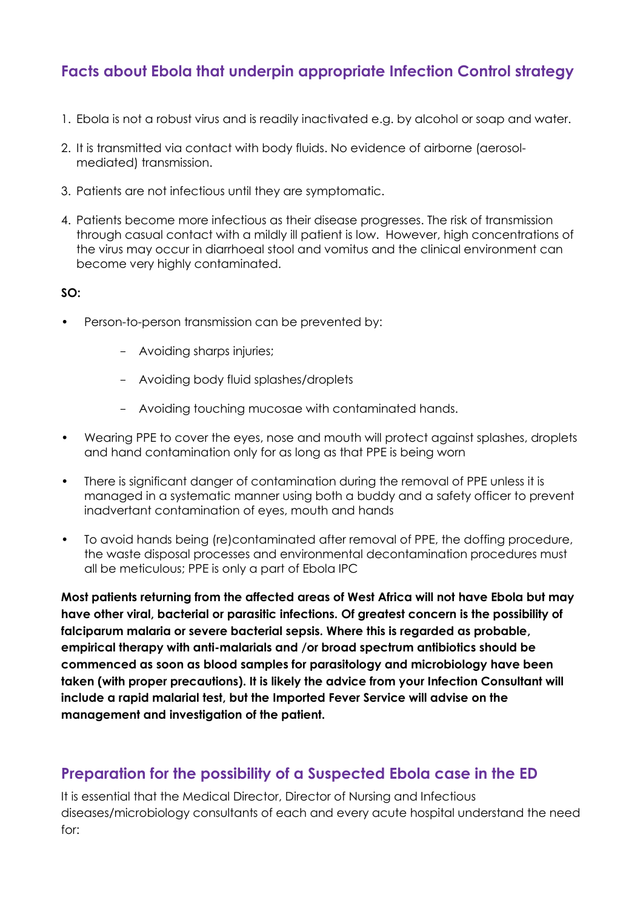## Facts about Ebola that underpin appropriate Infection Control strategy

1. Ebola is not a robust virus and is readily inactivated e.g. by alcohol or soap and water.
2. It is transmitted via contact with body fluids. No evidence of airborne (aerosol-mediated) transmission.
3. Patients are not infectious until they are symptomatic.
4. Patients become more infectious as their disease progresses. The risk of transmission through casual contact with a mildly ill patient is low. However, high concentrations of the virus may occur in diarrhoeal stool and vomitus and the clinical environment can become very highly contaminated.

**SO:**

- Person-to-person transmission can be prevented by:
  - Avoiding sharps injuries;
  - Avoiding body fluid splashes/droplets
  - Avoiding touching mucosae with contaminated hands.
- Wearing PPE to cover the eyes, nose and mouth will protect against splashes, droplets and hand contamination only for as long as that PPE is being worn
- There is significant danger of contamination during the removal of PPE unless it is managed in a systematic manner using both a buddy and a safety officer to prevent inadvertant contamination of eyes, mouth and hands
- To avoid hands being (re)contaminated after removal of PPE, the doffing procedure, the waste disposal processes and environmental decontamination procedures must all be meticulous; PPE is only a part of Ebola IPC

**Most patients returning from the affected areas of West Africa will not have Ebola but may have other viral, bacterial or parasitic infections. Of greatest concern is the possibility of falciparum malaria or severe bacterial sepsis. Where this is regarded as probable, empirical therapy with anti-malarials and /or broad spectrum antibiotics should be commenced as soon as blood samples for parasitology and microbiology have been taken (with proper precautions). It is likely the advice from your Infection Consultant will include a rapid malarial test, but the Imported Fever Service will advise on the management and investigation of the patient.**

## Preparation for the possibility of a Suspected Ebola case in the ED

It is essential that the Medical Director, Director of Nursing and Infectious diseases/microbiology consultants of each and every acute hospital understand the need for: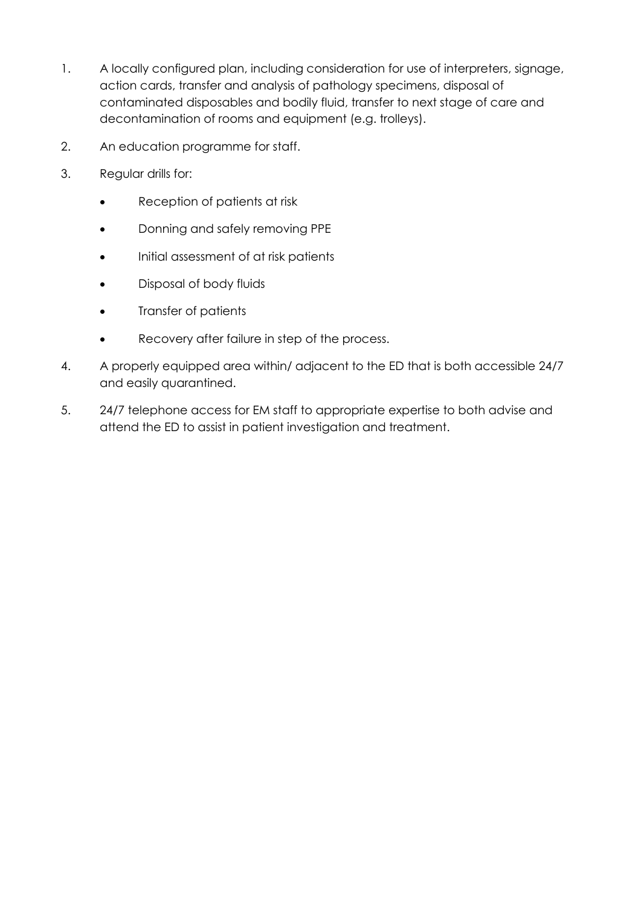1. A locally configured plan, including consideration for use of interpreters, signage, action cards, transfer and analysis of pathology specimens, disposal of contaminated disposables and bodily fluid, transfer to next stage of care and decontamination of rooms and equipment (e.g. trolleys).
2. An education programme for staff.
3. Regular drills for:
   - Reception of patients at risk
   - Donning and safely removing PPE
   - Initial assessment of at risk patients
   - Disposal of body fluids
   - Transfer of patients
   - Recovery after failure in step of the process.
4. A properly equipped area within/ adjacent to the ED that is both accessible 24/7 and easily quarantined.
5. 24/7 telephone access for EM staff to appropriate expertise to both advise and attend the ED to assist in patient investigation and treatment.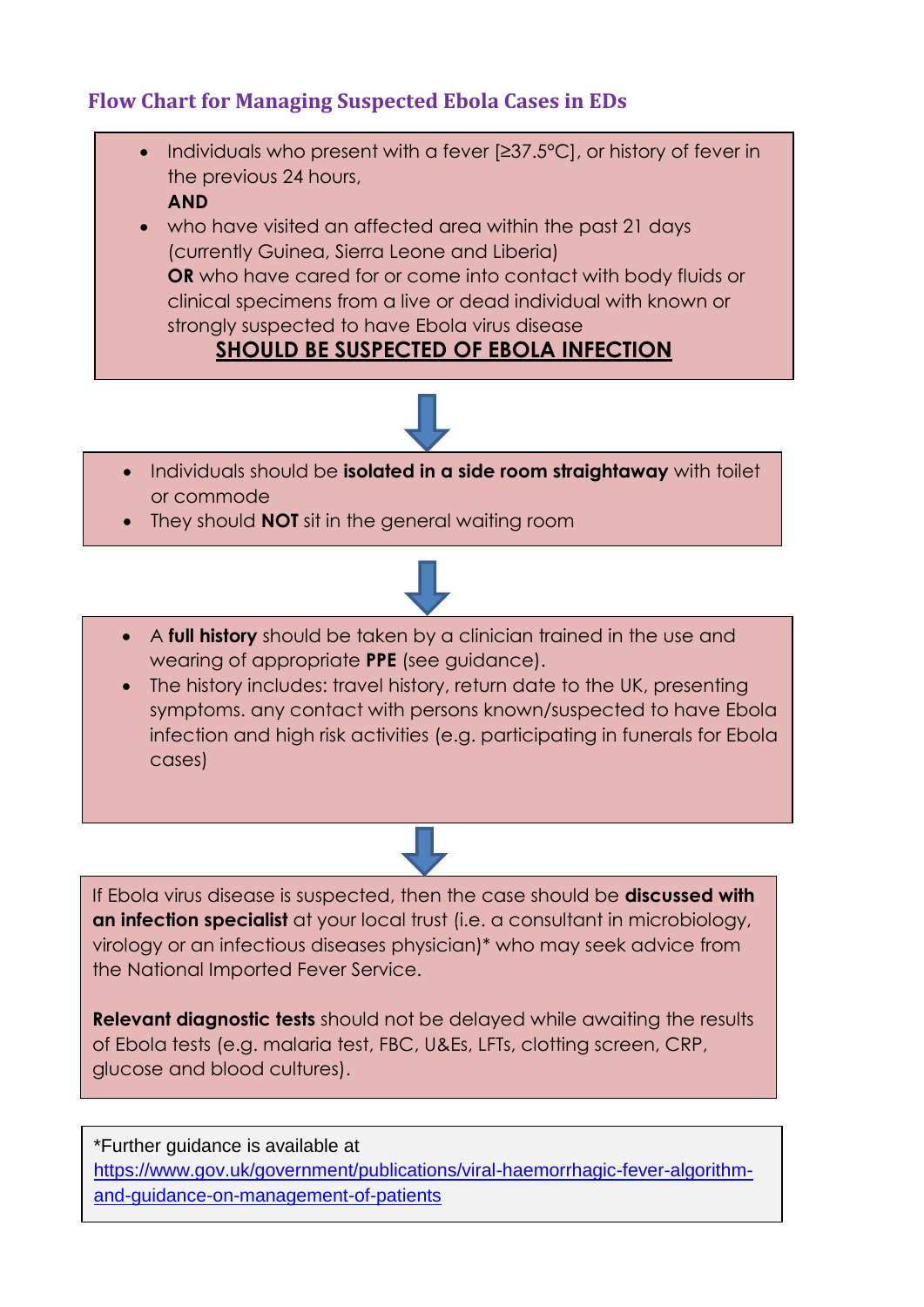## Flow Chart for Managing Suspected Ebola Cases in EDs

- Individuals who present with a fever [≥37.5°C], or history of fever in the previous 24 hours,
  **AND**
- who have visited an affected area within the past 21 days (currently Guinea, Sierra Leone and Liberia)
  **OR** who have cared for or come into contact with body fluids or clinical specimens from a live or dead individual with known or strongly suspected to have Ebola virus disease

**SHOULD BE SUSPECTED OF EBOLA INFECTION**

↓

- Individuals should be **isolated in a side room straightaway** with toilet or commode
- They should **NOT** sit in the general waiting room

↓

- A **full history** should be taken by a clinician trained in the use and wearing of appropriate **PPE** (see guidance).
- The history includes: travel history, return date to the UK, presenting symptoms. any contact with persons known/suspected to have Ebola infection and high risk activities (e.g. participating in funerals for Ebola cases)

↓

If Ebola virus disease is suspected, then the case should be **discussed with an infection specialist** at your local trust (i.e. a consultant in microbiology, virology or an infectious diseases physician)* who may seek advice from the National Imported Fever Service.

**Relevant diagnostic tests** should not be delayed while awaiting the results of Ebola tests (e.g. malaria test, FBC, U&Es, LFTs, clotting screen, CRP, glucose and blood cultures).

*Further guidance is available at https://www.gov.uk/government/publications/viral-haemorrhagic-fever-algorithm-and-guidance-on-management-of-patients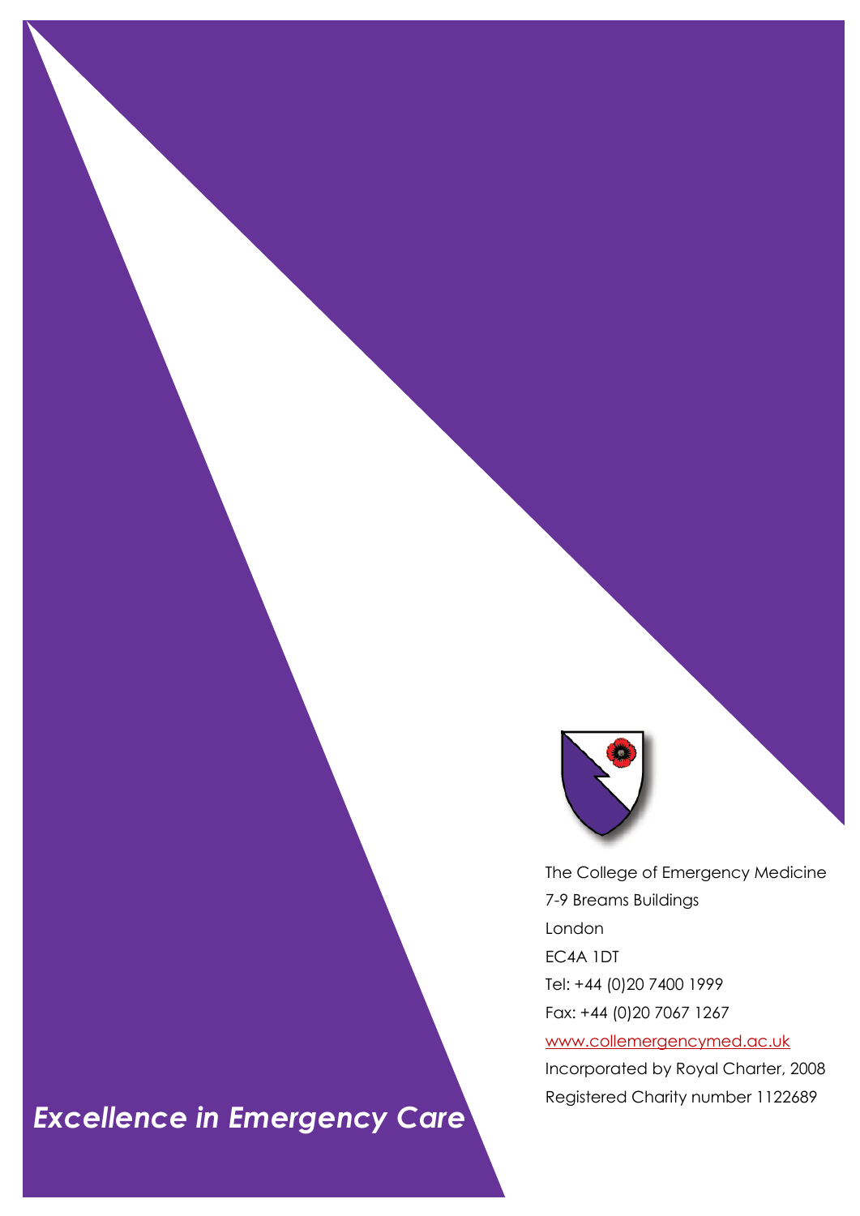The College of Emergency Medicine

7-9 Breams Buildings

London

EC4A 1DT

Tel: +44 (0)20 7400 1999

Fax: +44 (0)20 7067 1267

www.collemergencymed.ac.uk

Incorporated by Royal Charter, 2008

Registered Charity number 1122689

***Excellence in Emergency Care***